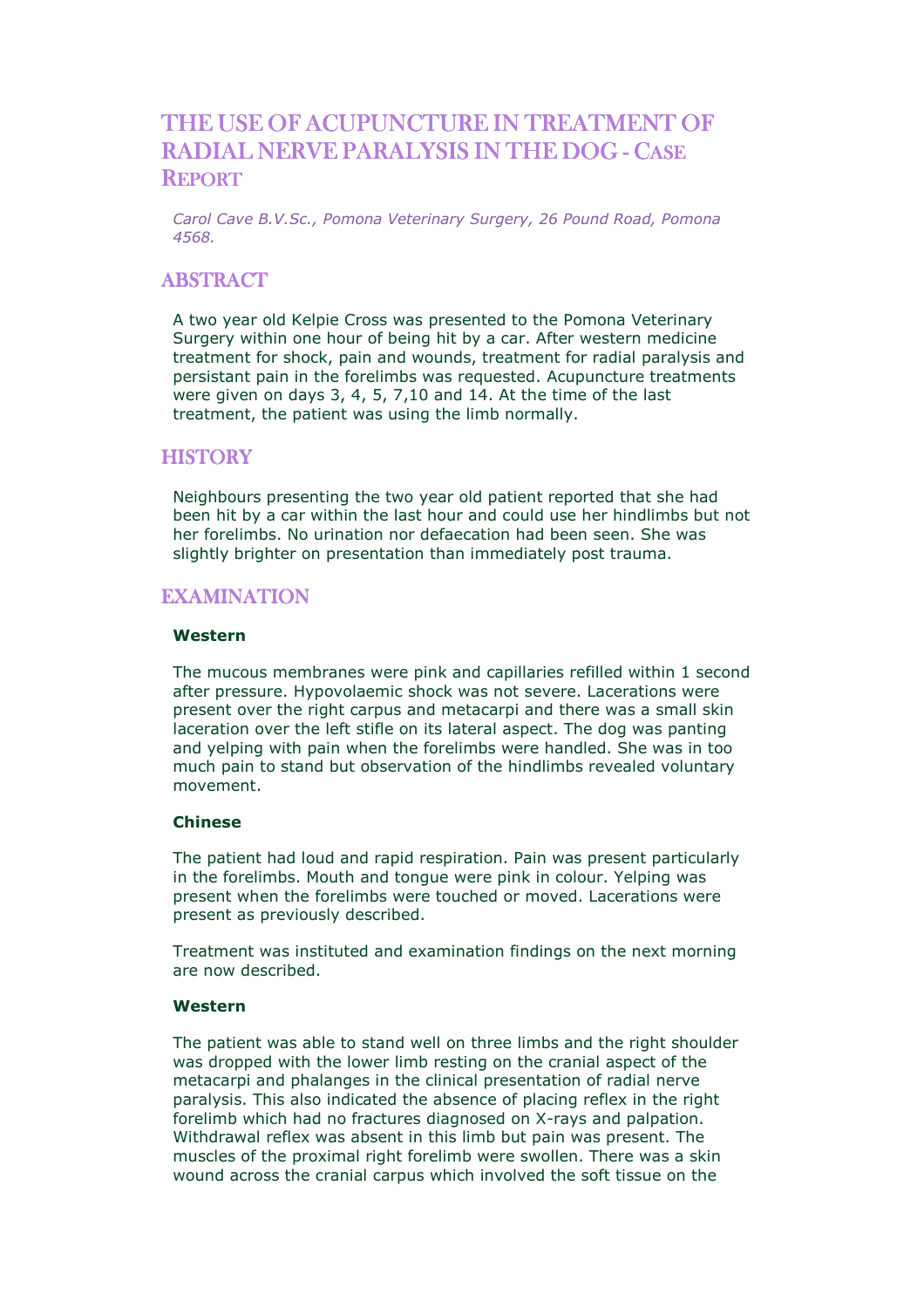# THE USE OF ACUPUNCTURE IN TREATMENT OF RADIAL NERVE PARALYSIS IN THE DOG - CASE REPORT

*Carol Cave B.V.Sc., Pomona Veterinary Surgery, 26 Pound Road, Pomona 4568.*

## ABSTRACT

A two year old Kelpie Cross was presented to the Pomona Veterinary Surgery within one hour of being hit by a car. After western medicine treatment for shock, pain and wounds, treatment for radial paralysis and persistant pain in the forelimbs was requested. Acupuncture treatments were given on days 3, 4, 5, 7,10 and 14. At the time of the last treatment, the patient was using the limb normally.

## HISTORY

Neighbours presenting the two year old patient reported that she had been hit by a car within the last hour and could use her hindlimbs but not her forelimbs. No urination nor defaecation had been seen. She was slightly brighter on presentation than immediately post trauma.

## EXAMINATION

**Western**

The mucous membranes were pink and capillaries refilled within 1 second after pressure. Hypovolaemic shock was not severe. Lacerations were present over the right carpus and metacarpi and there was a small skin laceration over the left stifle on its lateral aspect. The dog was panting and yelping with pain when the forelimbs were handled. She was in too much pain to stand but observation of the hindlimbs revealed voluntary movement.

**Chinese**

The patient had loud and rapid respiration. Pain was present particularly in the forelimbs. Mouth and tongue were pink in colour. Yelping was present when the forelimbs were touched or moved. Lacerations were present as previously described.

Treatment was instituted and examination findings on the next morning are now described.

**Western**

The patient was able to stand well on three limbs and the right shoulder was dropped with the lower limb resting on the cranial aspect of the metacarpi and phalanges in the clinical presentation of radial nerve paralysis. This also indicated the absence of placing reflex in the right forelimb which had no fractures diagnosed on X-rays and palpation. Withdrawal reflex was absent in this limb but pain was present. The muscles of the proximal right forelimb were swollen. There was a skin wound across the cranial carpus which involved the soft tissue on the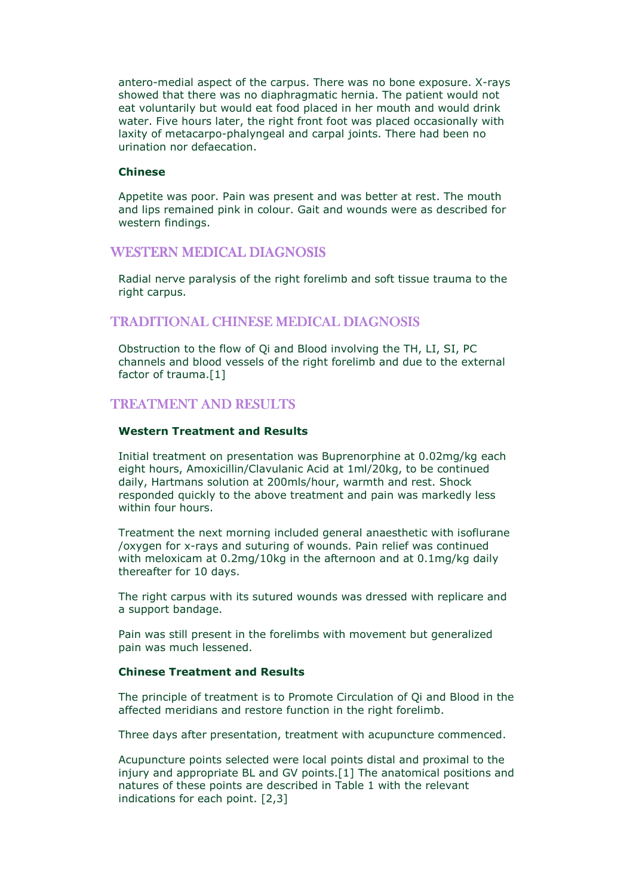antero-medial aspect of the carpus. There was no bone exposure. X-rays showed that there was no diaphragmatic hernia. The patient would not eat voluntarily but would eat food placed in her mouth and would drink water. Five hours later, the right front foot was placed occasionally with laxity of metacarpo-phalyngeal and carpal joints. There had been no urination nor defaecation.

### Chinese

Appetite was poor. Pain was present and was better at rest. The mouth and lips remained pink in colour. Gait and wounds were as described for western findings.

## WESTERN MEDICAL DIAGNOSIS

Radial nerve paralysis of the right forelimb and soft tissue trauma to the right carpus.

## TRADITIONAL CHINESE MEDICAL DIAGNOSIS

Obstruction to the flow of Qi and Blood involving the TH, LI, SI, PC channels and blood vessels of the right forelimb and due to the external factor of trauma.[1]

## TREATMENT AND RESULTS

### Western Treatment and Results

Initial treatment on presentation was Buprenorphine at 0.02mg/kg each eight hours, Amoxicillin/Clavulanic Acid at 1ml/20kg, to be continued daily, Hartmans solution at 200mls/hour, warmth and rest. Shock responded quickly to the above treatment and pain was markedly less within four hours.

Treatment the next morning included general anaesthetic with isoflurane /oxygen for x-rays and suturing of wounds. Pain relief was continued with meloxicam at 0.2mg/10kg in the afternoon and at 0.1mg/kg daily thereafter for 10 days.

The right carpus with its sutured wounds was dressed with replicare and a support bandage.

Pain was still present in the forelimbs with movement but generalized pain was much lessened.

### Chinese Treatment and Results

The principle of treatment is to Promote Circulation of Qi and Blood in the affected meridians and restore function in the right forelimb.

Three days after presentation, treatment with acupuncture commenced.

Acupuncture points selected were local points distal and proximal to the injury and appropriate BL and GV points.[1] The anatomical positions and natures of these points are described in Table 1 with the relevant indications for each point. [2,3]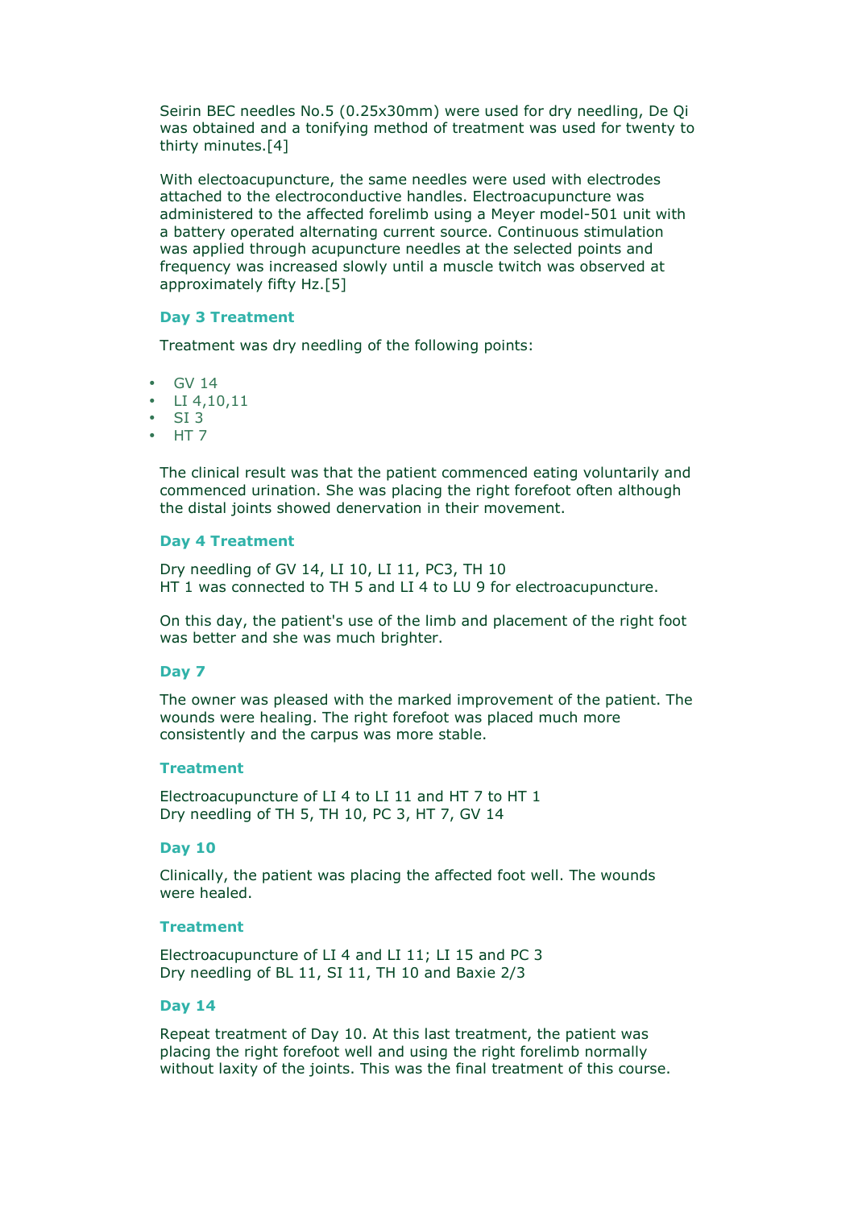Seirin BEC needles No.5 (0.25x30mm) were used for dry needling, De Qi was obtained and a tonifying method of treatment was used for twenty to thirty minutes.[4]

With electoacupuncture, the same needles were used with electrodes attached to the electroconductive handles. Electroacupuncture was administered to the affected forelimb using a Meyer model-501 unit with a battery operated alternating current source. Continuous stimulation was applied through acupuncture needles at the selected points and frequency was increased slowly until a muscle twitch was observed at approximately fifty Hz.[5]

### Day 3 Treatment

Treatment was dry needling of the following points:

- GV 14
- LI 4,10,11
- SI 3
- HT 7

The clinical result was that the patient commenced eating voluntarily and commenced urination. She was placing the right forefoot often although the distal joints showed denervation in their movement.

### Day 4 Treatment

Dry needling of GV 14, LI 10, LI 11, PC3, TH 10
HT 1 was connected to TH 5 and LI 4 to LU 9 for electroacupuncture.

On this day, the patient's use of the limb and placement of the right foot was better and she was much brighter.

### Day 7

The owner was pleased with the marked improvement of the patient. The wounds were healing. The right forefoot was placed much more consistently and the carpus was more stable.

### Treatment

Electroacupuncture of LI 4 to LI 11 and HT 7 to HT 1
Dry needling of TH 5, TH 10, PC 3, HT 7, GV 14

### Day 10

Clinically, the patient was placing the affected foot well. The wounds were healed.

### Treatment

Electroacupuncture of LI 4 and LI 11; LI 15 and PC 3
Dry needling of BL 11, SI 11, TH 10 and Baxie 2/3

### Day 14

Repeat treatment of Day 10. At this last treatment, the patient was placing the right forefoot well and using the right forelimb normally without laxity of the joints. This was the final treatment of this course.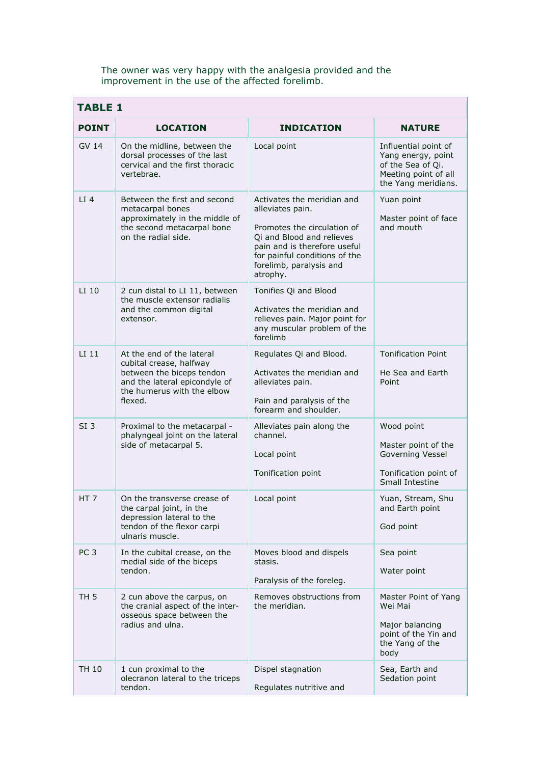The owner was very happy with the analgesia provided and the improvement in the use of the affected forelimb.

**TABLE 1**

| POINT | LOCATION | INDICATION | NATURE |
|---|---|---|---|
| GV 14 | On the midline, between the dorsal processes of the last cervical and the first thoracic vertebrae. | Local point | Influential point of Yang energy, point of the Sea of Qi. Meeting point of all the Yang meridians. |
| LI 4 | Between the first and second metacarpal bones approximately in the middle of the second metacarpal bone on the radial side. | Activates the meridian and alleviates pain.<br><br>Promotes the circulation of Qi and Blood and relieves pain and is therefore useful for painful conditions of the forelimb, paralysis and atrophy. | Yuan point<br><br>Master point of face and mouth |
| LI 10 | 2 cun distal to LI 11, between the muscle extensor radialis and the common digital extensor. | Tonifies Qi and Blood<br><br>Activates the meridian and relieves pain. Major point for any muscular problem of the forelimb | |
| LI 11 | At the end of the lateral cubital crease, halfway between the biceps tendon and the lateral epicondyle of the humerus with the elbow flexed. | Regulates Qi and Blood.<br><br>Activates the meridian and alleviates pain.<br><br>Pain and paralysis of the forearm and shoulder. | Tonification Point<br><br>He Sea and Earth Point |
| SI 3 | Proximal to the metacarpal - phalyngeal joint on the lateral side of metacarpal 5. | Alleviates pain along the channel.<br><br>Local point<br><br>Tonification point | Wood point<br><br>Master point of the Governing Vessel<br><br>Tonification point of Small Intestine |
| HT 7 | On the transverse crease of the carpal joint, in the depression lateral to the tendon of the flexor carpi ulnaris muscle. | Local point | Yuan, Stream, Shu and Earth point<br><br>God point |
| PC 3 | In the cubital crease, on the medial side of the biceps tendon. | Moves blood and dispels stasis.<br><br>Paralysis of the foreleg. | Sea point<br><br>Water point |
| TH 5 | 2 cun above the carpus, on the cranial aspect of the inter-osseous space between the radius and ulna. | Removes obstructions from the meridian. | Master Point of Yang Wei Mai<br><br>Major balancing point of the Yin and the Yang of the body |
| TH 10 | 1 cun proximal to the olecranon lateral to the triceps tendon. | Dispel stagnation<br><br>Regulates nutritive and | Sea, Earth and Sedation point |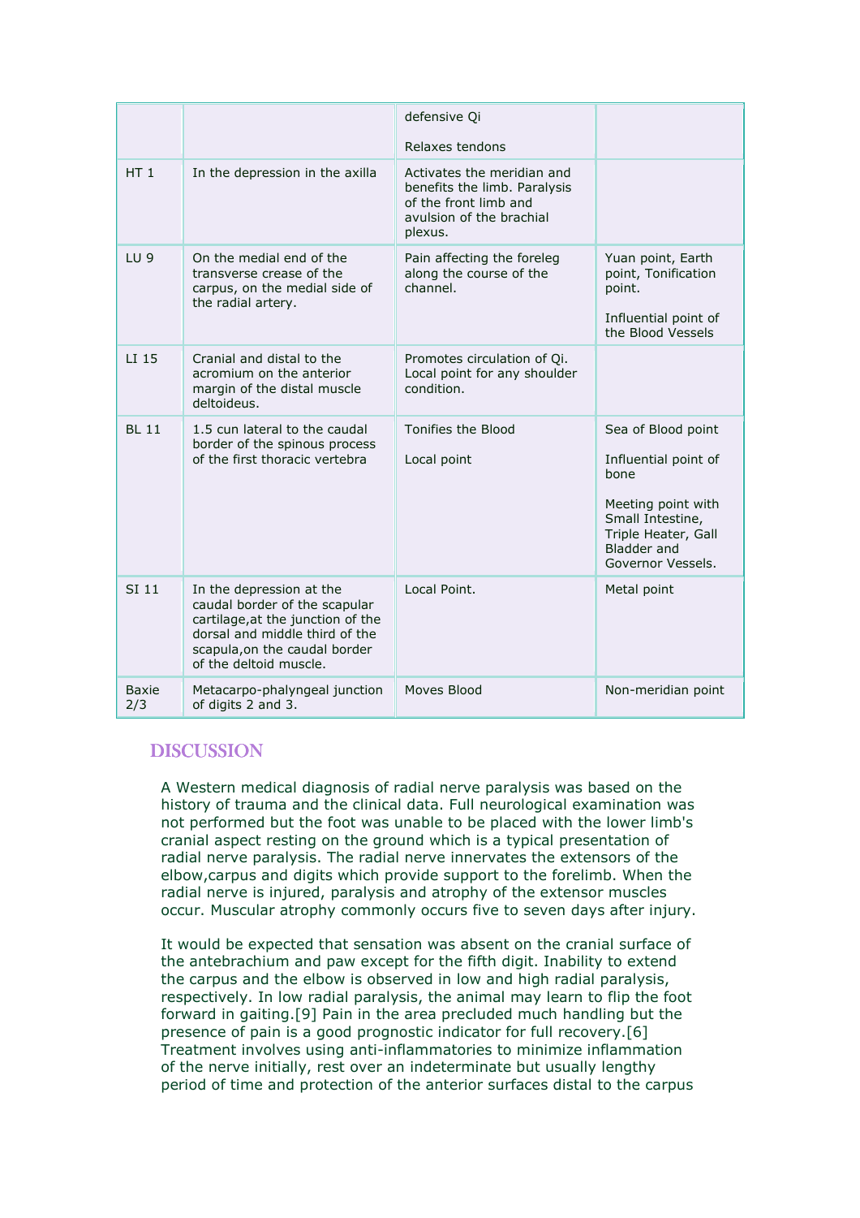| | | | |
|---|---|---|---|
| | | defensive Qi<br><br>Relaxes tendons | |
| HT 1 | In the depression in the axilla | Activates the meridian and benefits the limb. Paralysis of the front limb and avulsion of the brachial plexus. | |
| LU 9 | On the medial end of the transverse crease of the carpus, on the medial side of the radial artery. | Pain affecting the foreleg along the course of the channel. | Yuan point, Earth point, Tonification point.<br><br>Influential point of the Blood Vessels |
| LI 15 | Cranial and distal to the acromium on the anterior margin of the distal muscle deltoideus. | Promotes circulation of Qi. Local point for any shoulder condition. | |
| BL 11 | 1.5 cun lateral to the caudal border of the spinous process of the first thoracic vertebra | Tonifies the Blood<br><br>Local point | Sea of Blood point<br><br>Influential point of bone<br><br>Meeting point with Small Intestine, Triple Heater, Gall Bladder and Governor Vessels. |
| SI 11 | In the depression at the caudal border of the scapular cartilage,at the junction of the dorsal and middle third of the scapula,on the caudal border of the deltoid muscle. | Local Point. | Metal point |
| Baxie 2/3 | Metacarpo-phalyngeal junction of digits 2 and 3. | Moves Blood | Non-meridian point |

## DISCUSSION

A Western medical diagnosis of radial nerve paralysis was based on the history of trauma and the clinical data. Full neurological examination was not performed but the foot was unable to be placed with the lower limb's cranial aspect resting on the ground which is a typical presentation of radial nerve paralysis. The radial nerve innervates the extensors of the elbow,carpus and digits which provide support to the forelimb. When the radial nerve is injured, paralysis and atrophy of the extensor muscles occur. Muscular atrophy commonly occurs five to seven days after injury.

It would be expected that sensation was absent on the cranial surface of the antebrachium and paw except for the fifth digit. Inability to extend the carpus and the elbow is observed in low and high radial paralysis, respectively. In low radial paralysis, the animal may learn to flip the foot forward in gaiting.[9] Pain in the area precluded much handling but the presence of pain is a good prognostic indicator for full recovery.[6] Treatment involves using anti-inflammatories to minimize inflammation of the nerve initially, rest over an indeterminate but usually lengthy period of time and protection of the anterior surfaces distal to the carpus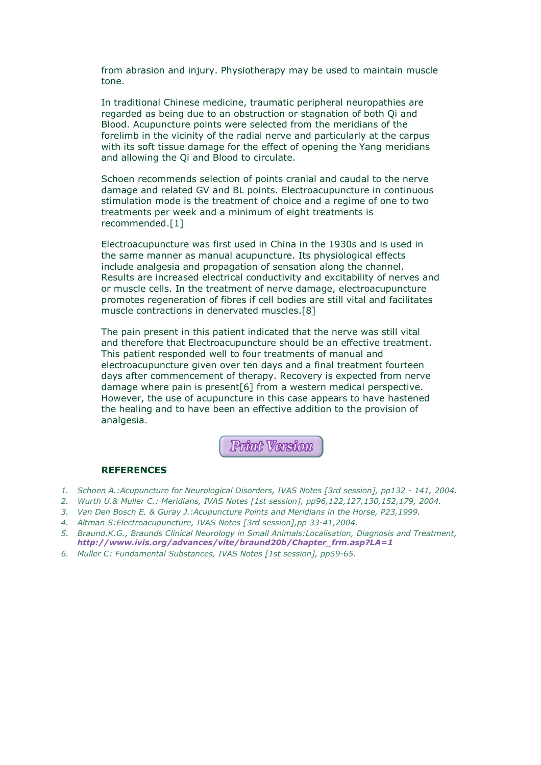from abrasion and injury. Physiotherapy may be used to maintain muscle tone.

In traditional Chinese medicine, traumatic peripheral neuropathies are regarded as being due to an obstruction or stagnation of both Qi and Blood. Acupuncture points were selected from the meridians of the forelimb in the vicinity of the radial nerve and particularly at the carpus with its soft tissue damage for the effect of opening the Yang meridians and allowing the Qi and Blood to circulate.

Schoen recommends selection of points cranial and caudal to the nerve damage and related GV and BL points. Electroacupuncture in continuous stimulation mode is the treatment of choice and a regime of one to two treatments per week and a minimum of eight treatments is recommended.[1]

Electroacupuncture was first used in China in the 1930s and is used in the same manner as manual acupuncture. Its physiological effects include analgesia and propagation of sensation along the channel. Results are increased electrical conductivity and excitability of nerves and or muscle cells. In the treatment of nerve damage, electroacupuncture promotes regeneration of fibres if cell bodies are still vital and facilitates muscle contractions in denervated muscles.[8]

The pain present in this patient indicated that the nerve was still vital and therefore that Electroacupuncture should be an effective treatment. This patient responded well to four treatments of manual and electroacupuncture given over ten days and a final treatment fourteen days after commencement of therapy. Recovery is expected from nerve damage where pain is present[6] from a western medical perspective. However, the use of acupuncture in this case appears to have hastened the healing and to have been an effective addition to the provision of analgesia.

Print Version

## REFERENCES

1. *Schoen A.:Acupuncture for Neurological Disorders, IVAS Notes [3rd session], pp132 - 141, 2004.*
2. *Wurth U.& Muller C.: Meridians, IVAS Notes [1st session], pp96,122,127,130,152,179, 2004.*
3. *Van Den Bosch E. & Guray J.:Acupuncture Points and Meridians in the Horse, P23,1999.*
4. *Altman S:Electroacupuncture, IVAS Notes [3rd session],pp 33-41,2004.*
5. *Braund.K.G., Braunds Clinical Neurology in Small Animals:Localisation, Diagnosis and Treatment,* ***http://www.ivis.org/advances/vite/braund20b/Chapter_frm.asp?LA=1***
6. *Muller C: Fundamental Substances, IVAS Notes [1st session], pp59-65.*